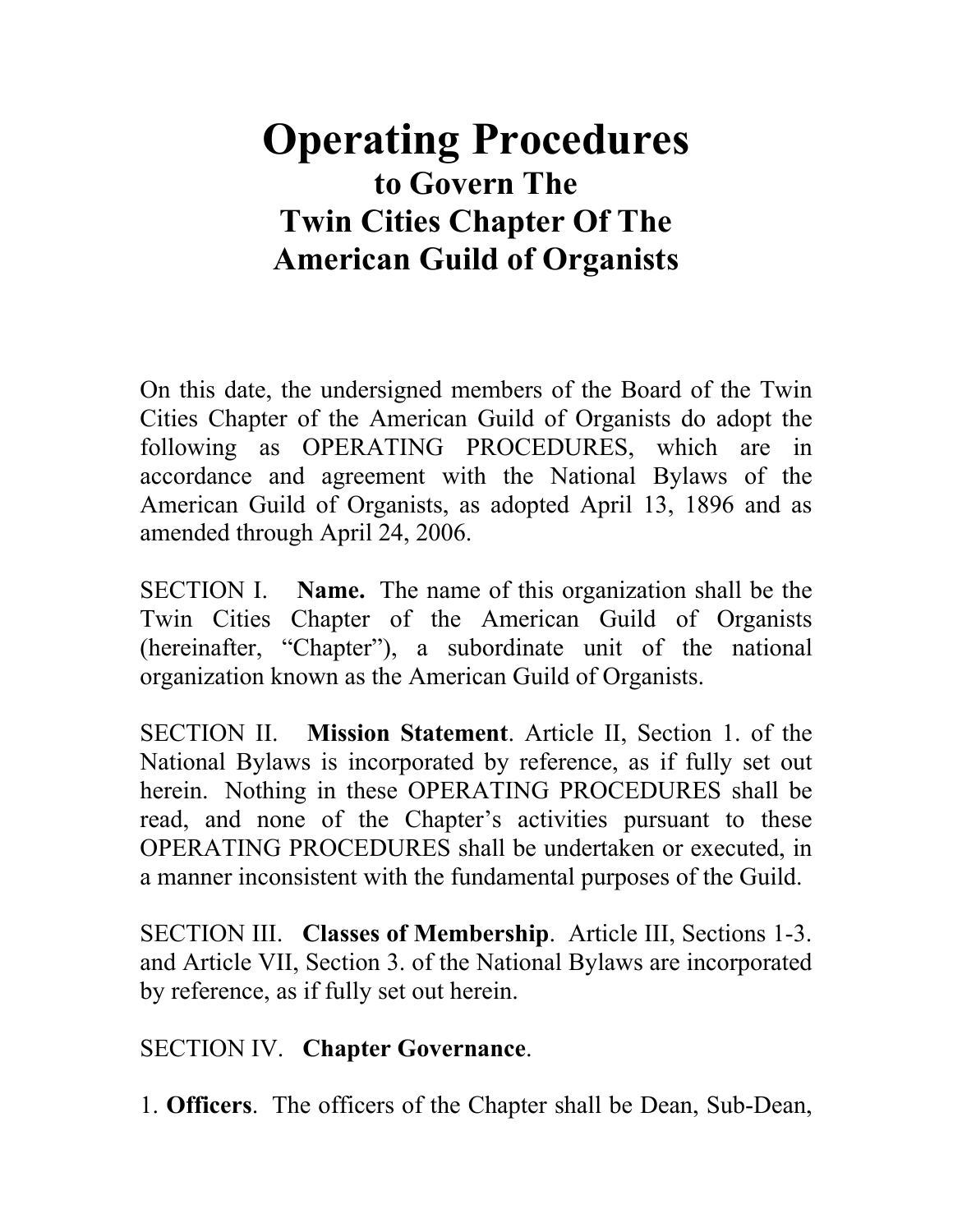# Operating Procedures

## to Govern The
## Twin Cities Chapter Of The
## American Guild of Organists

On this date, the undersigned members of the Board of the Twin Cities Chapter of the American Guild of Organists do adopt the following as OPERATING PROCEDURES, which are in accordance and agreement with the National Bylaws of the American Guild of Organists, as adopted April 13, 1896 and as amended through April 24, 2006.

SECTION I. **Name.** The name of this organization shall be the Twin Cities Chapter of the American Guild of Organists (hereinafter, "Chapter"), a subordinate unit of the national organization known as the American Guild of Organists.

SECTION II. **Mission Statement**. Article II, Section 1. of the National Bylaws is incorporated by reference, as if fully set out herein. Nothing in these OPERATING PROCEDURES shall be read, and none of the Chapter's activities pursuant to these OPERATING PROCEDURES shall be undertaken or executed, in a manner inconsistent with the fundamental purposes of the Guild.

SECTION III. **Classes of Membership**. Article III, Sections 1-3. and Article VII, Section 3. of the National Bylaws are incorporated by reference, as if fully set out herein.

SECTION IV. **Chapter Governance**.

1. **Officers**. The officers of the Chapter shall be Dean, Sub-Dean,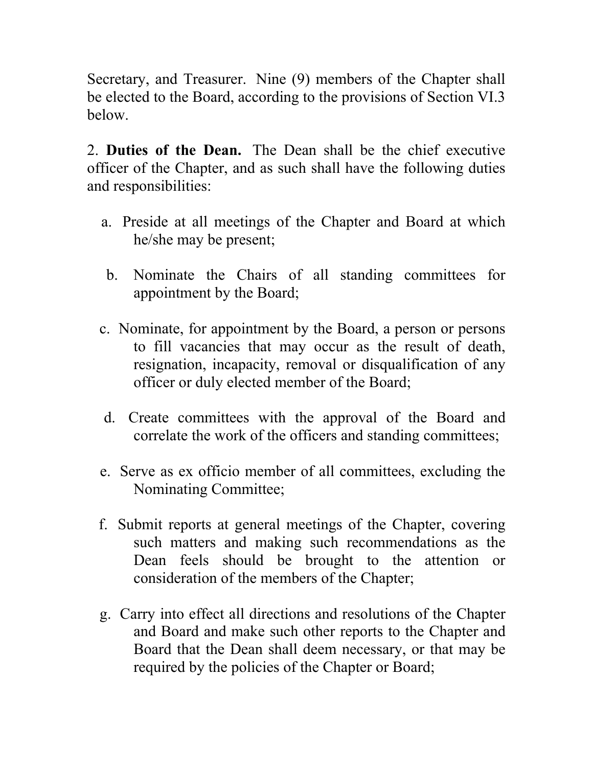Secretary, and Treasurer. Nine (9) members of the Chapter shall be elected to the Board, according to the provisions of Section VI.3 below.

2. **Duties of the Dean.** The Dean shall be the chief executive officer of the Chapter, and as such shall have the following duties and responsibilities:

a. Preside at all meetings of the Chapter and Board at which he/she may be present;

b. Nominate the Chairs of all standing committees for appointment by the Board;

c. Nominate, for appointment by the Board, a person or persons to fill vacancies that may occur as the result of death, resignation, incapacity, removal or disqualification of any officer or duly elected member of the Board;

d. Create committees with the approval of the Board and correlate the work of the officers and standing committees;

e. Serve as ex officio member of all committees, excluding the Nominating Committee;

f. Submit reports at general meetings of the Chapter, covering such matters and making such recommendations as the Dean feels should be brought to the attention or consideration of the members of the Chapter;

g. Carry into effect all directions and resolutions of the Chapter and Board and make such other reports to the Chapter and Board that the Dean shall deem necessary, or that may be required by the policies of the Chapter or Board;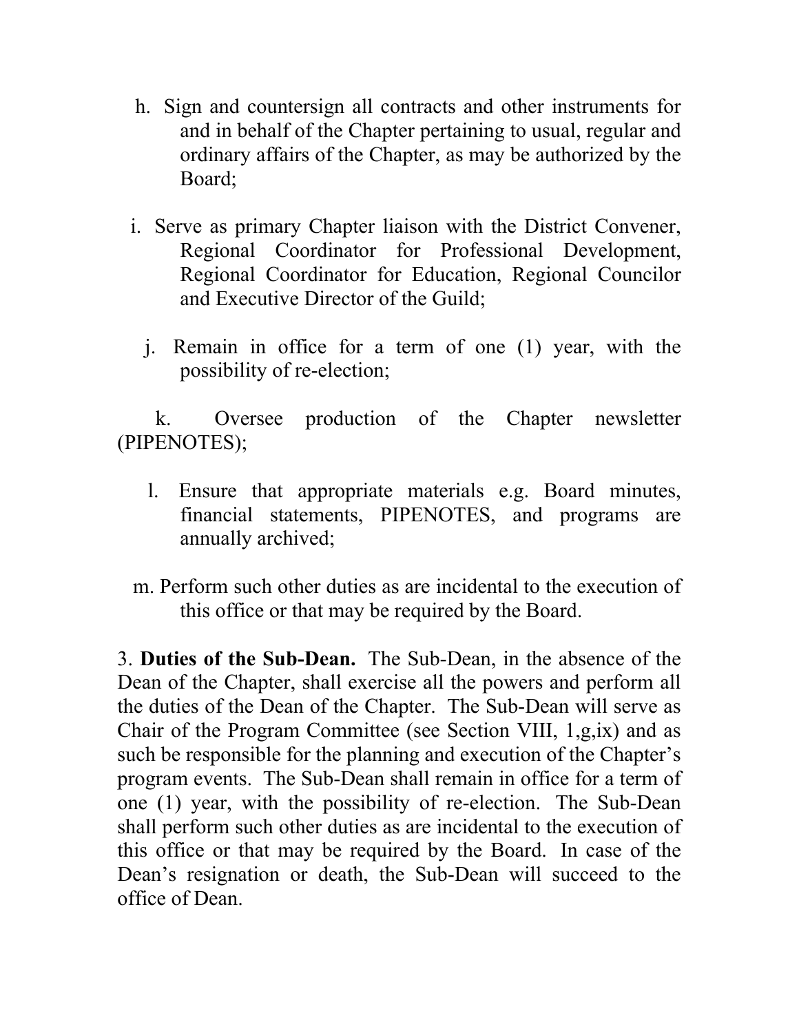h. Sign and countersign all contracts and other instruments for and in behalf of the Chapter pertaining to usual, regular and ordinary affairs of the Chapter, as may be authorized by the Board;

i. Serve as primary Chapter liaison with the District Convener, Regional Coordinator for Professional Development, Regional Coordinator for Education, Regional Councilor and Executive Director of the Guild;

j. Remain in office for a term of one (1) year, with the possibility of re-election;

k. Oversee production of the Chapter newsletter (PIPENOTES);

l. Ensure that appropriate materials e.g. Board minutes, financial statements, PIPENOTES, and programs are annually archived;

m. Perform such other duties as are incidental to the execution of this office or that may be required by the Board.

3. **Duties of the Sub-Dean.** The Sub-Dean, in the absence of the Dean of the Chapter, shall exercise all the powers and perform all the duties of the Dean of the Chapter. The Sub-Dean will serve as Chair of the Program Committee (see Section VIII, 1,g,ix) and as such be responsible for the planning and execution of the Chapter's program events. The Sub-Dean shall remain in office for a term of one (1) year, with the possibility of re-election. The Sub-Dean shall perform such other duties as are incidental to the execution of this office or that may be required by the Board. In case of the Dean's resignation or death, the Sub-Dean will succeed to the office of Dean.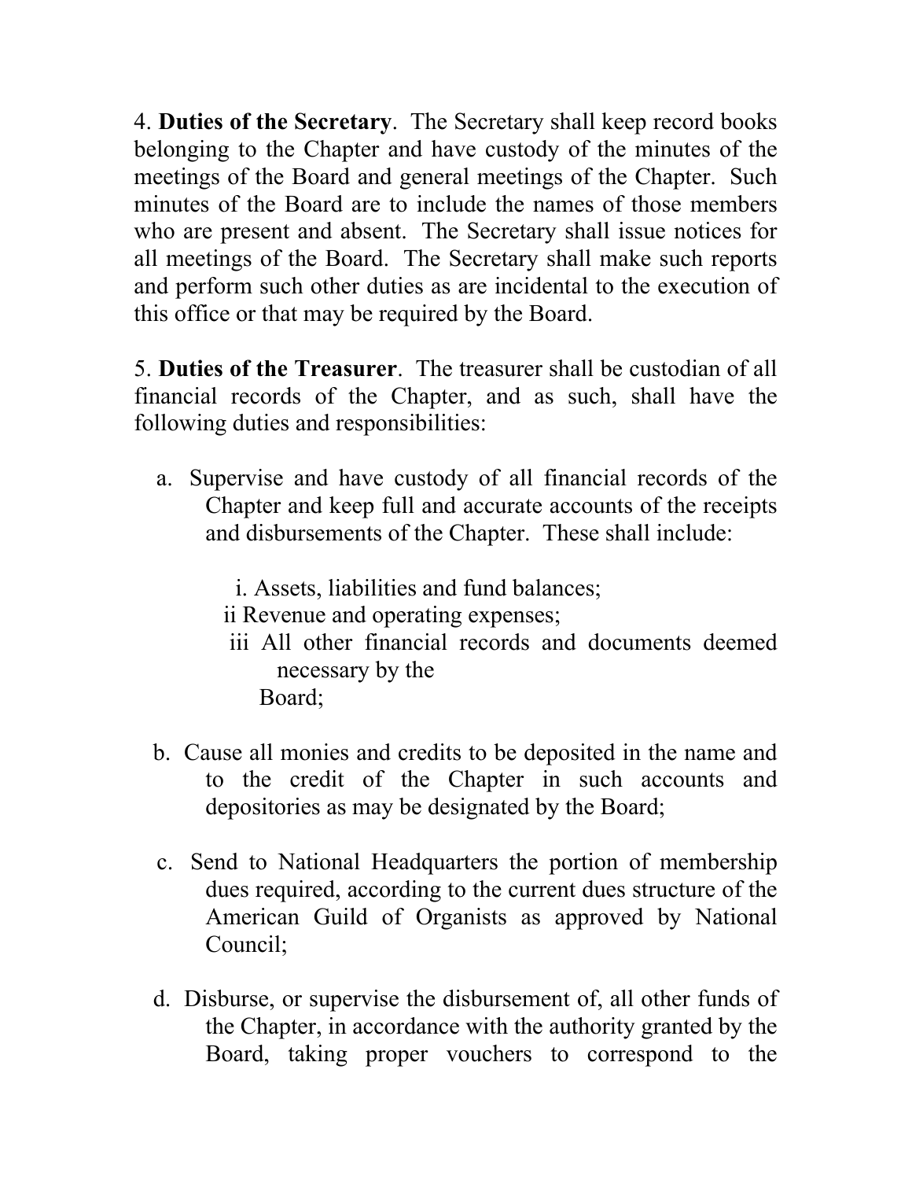4. **Duties of the Secretary**. The Secretary shall keep record books belonging to the Chapter and have custody of the minutes of the meetings of the Board and general meetings of the Chapter. Such minutes of the Board are to include the names of those members who are present and absent. The Secretary shall issue notices for all meetings of the Board. The Secretary shall make such reports and perform such other duties as are incidental to the execution of this office or that may be required by the Board.

5. **Duties of the Treasurer**. The treasurer shall be custodian of all financial records of the Chapter, and as such, shall have the following duties and responsibilities:

a. Supervise and have custody of all financial records of the Chapter and keep full and accurate accounts of the receipts and disbursements of the Chapter. These shall include:

   i. Assets, liabilities and fund balances;
   ii Revenue and operating expenses;
   iii All other financial records and documents deemed necessary by the Board;

b. Cause all monies and credits to be deposited in the name and to the credit of the Chapter in such accounts and depositories as may be designated by the Board;

c. Send to National Headquarters the portion of membership dues required, according to the current dues structure of the American Guild of Organists as approved by National Council;

d. Disburse, or supervise the disbursement of, all other funds of the Chapter, in accordance with the authority granted by the Board, taking proper vouchers to correspond to the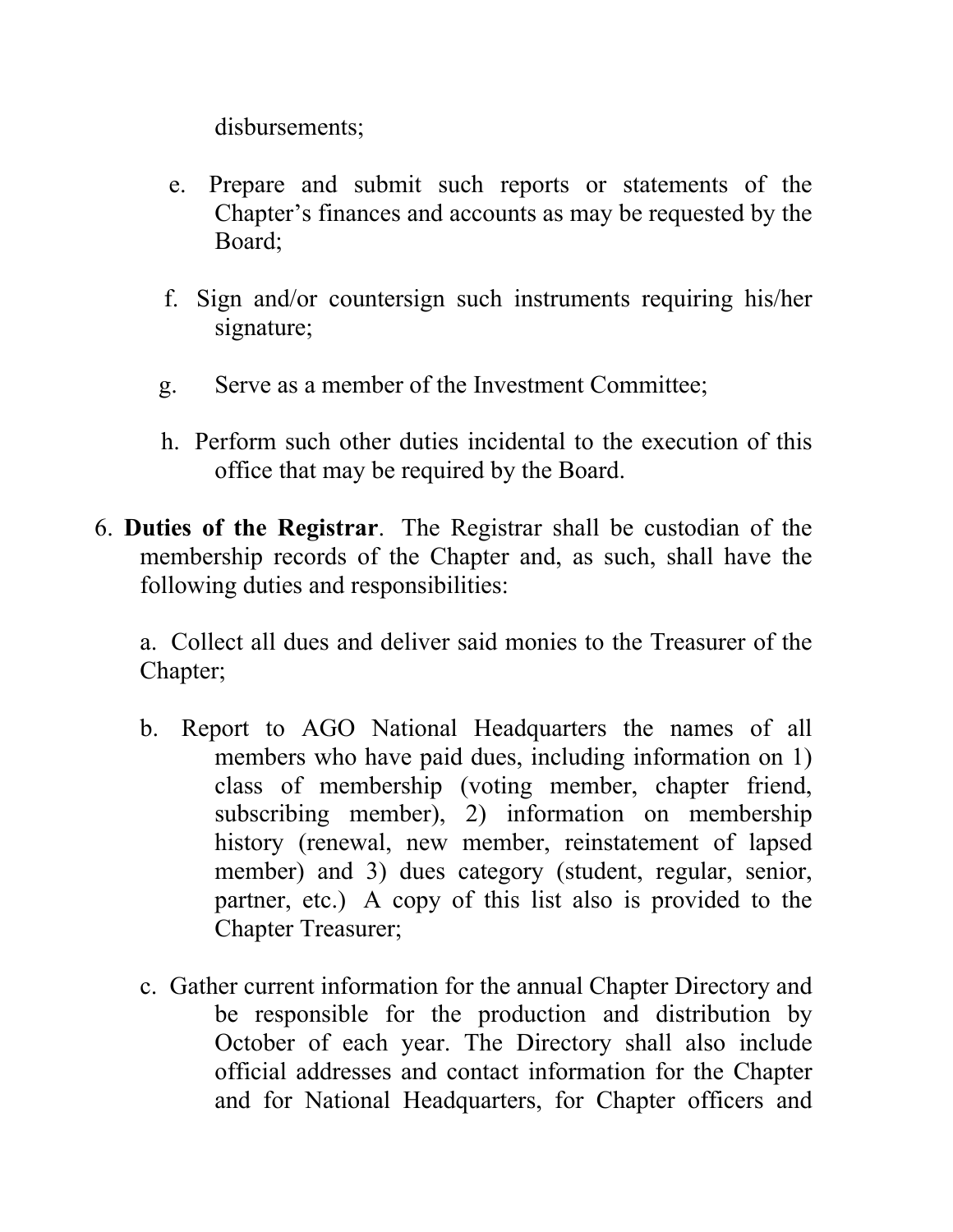disbursements;

e. Prepare and submit such reports or statements of the Chapter's finances and accounts as may be requested by the Board;

f. Sign and/or countersign such instruments requiring his/her signature;

g. Serve as a member of the Investment Committee;

h. Perform such other duties incidental to the execution of this office that may be required by the Board.

6. **Duties of the Registrar**. The Registrar shall be custodian of the membership records of the Chapter and, as such, shall have the following duties and responsibilities:

   a. Collect all dues and deliver said monies to the Treasurer of the Chapter;

   b. Report to AGO National Headquarters the names of all members who have paid dues, including information on 1) class of membership (voting member, chapter friend, subscribing member), 2) information on membership history (renewal, new member, reinstatement of lapsed member) and 3) dues category (student, regular, senior, partner, etc.) A copy of this list also is provided to the Chapter Treasurer;

   c. Gather current information for the annual Chapter Directory and be responsible for the production and distribution by October of each year. The Directory shall also include official addresses and contact information for the Chapter and for National Headquarters, for Chapter officers and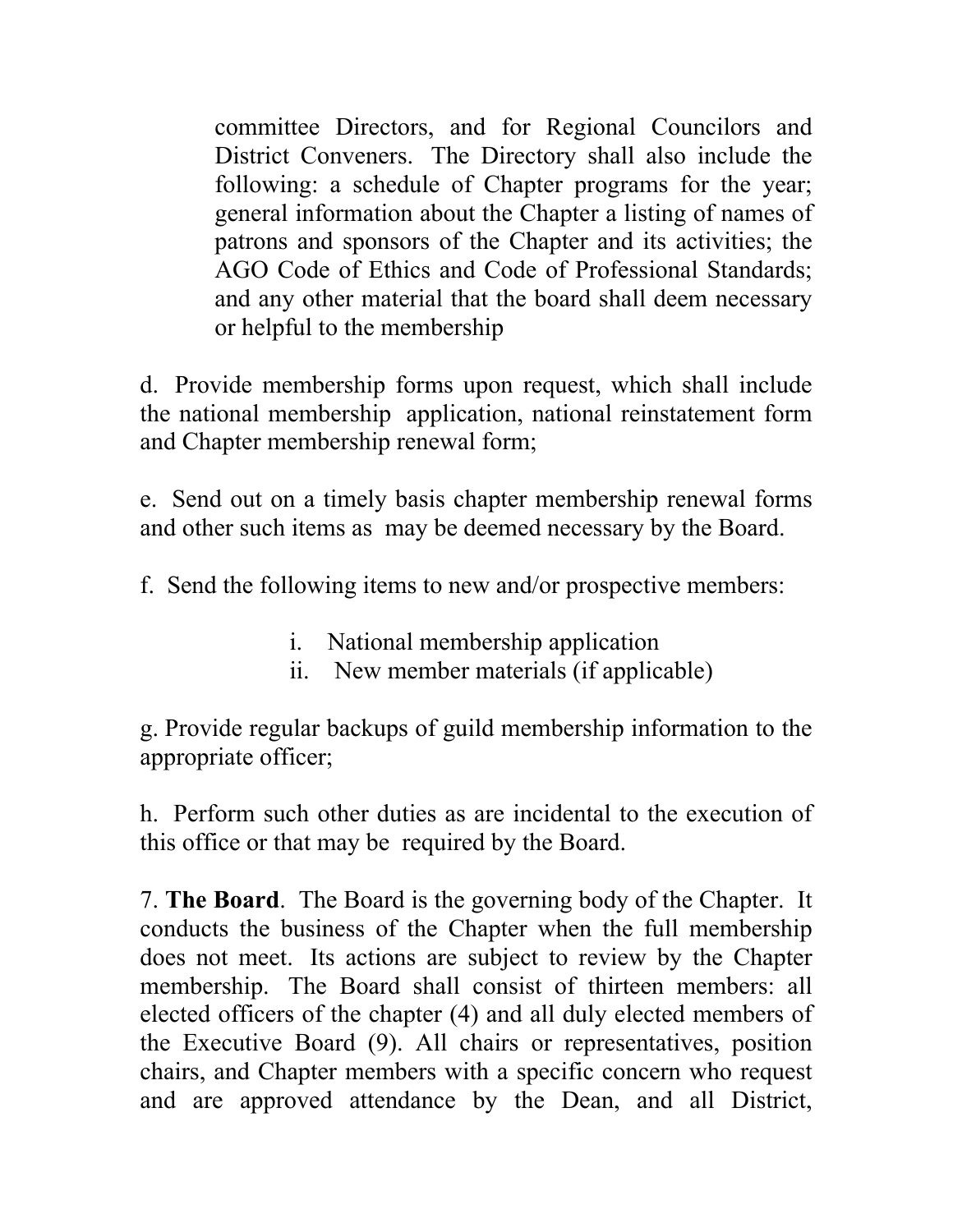committee Directors, and for Regional Councilors and District Conveners. The Directory shall also include the following: a schedule of Chapter programs for the year; general information about the Chapter a listing of names of patrons and sponsors of the Chapter and its activities; the AGO Code of Ethics and Code of Professional Standards; and any other material that the board shall deem necessary or helpful to the membership

d. Provide membership forms upon request, which shall include the national membership application, national reinstatement form and Chapter membership renewal form;

e. Send out on a timely basis chapter membership renewal forms and other such items as may be deemed necessary by the Board.

f. Send the following items to new and/or prospective members:

i. National membership application
ii. New member materials (if applicable)

g. Provide regular backups of guild membership information to the appropriate officer;

h. Perform such other duties as are incidental to the execution of this office or that may be required by the Board.

7. **The Board**. The Board is the governing body of the Chapter. It conducts the business of the Chapter when the full membership does not meet. Its actions are subject to review by the Chapter membership. The Board shall consist of thirteen members: all elected officers of the chapter (4) and all duly elected members of the Executive Board (9). All chairs or representatives, position chairs, and Chapter members with a specific concern who request and are approved attendance by the Dean, and all District,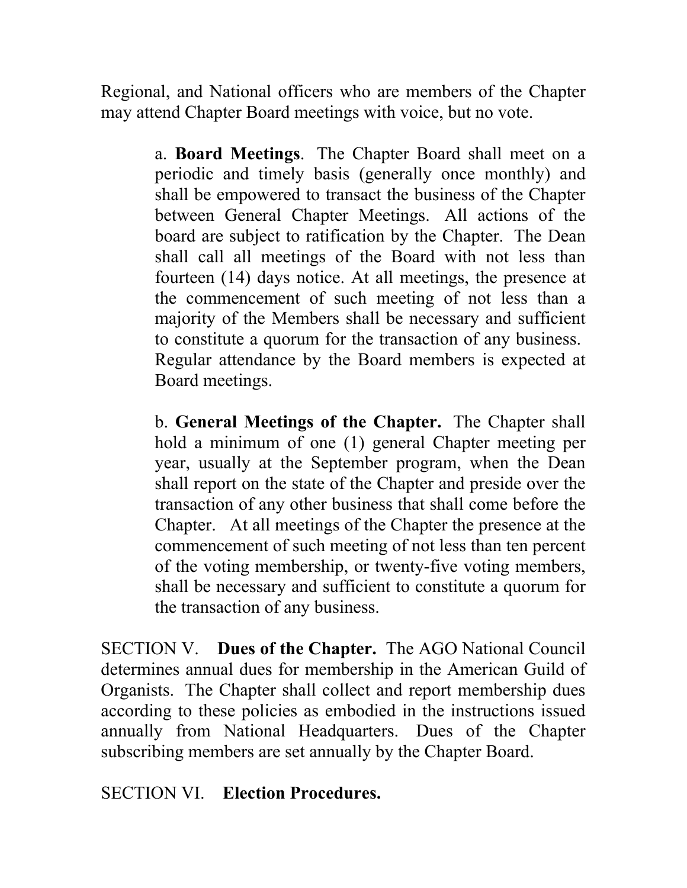Regional, and National officers who are members of the Chapter may attend Chapter Board meetings with voice, but no vote.

a. **Board Meetings**. The Chapter Board shall meet on a periodic and timely basis (generally once monthly) and shall be empowered to transact the business of the Chapter between General Chapter Meetings. All actions of the board are subject to ratification by the Chapter. The Dean shall call all meetings of the Board with not less than fourteen (14) days notice. At all meetings, the presence at the commencement of such meeting of not less than a majority of the Members shall be necessary and sufficient to constitute a quorum for the transaction of any business. Regular attendance by the Board members is expected at Board meetings.

b. **General Meetings of the Chapter.** The Chapter shall hold a minimum of one (1) general Chapter meeting per year, usually at the September program, when the Dean shall report on the state of the Chapter and preside over the transaction of any other business that shall come before the Chapter. At all meetings of the Chapter the presence at the commencement of such meeting of not less than ten percent of the voting membership, or twenty-five voting members, shall be necessary and sufficient to constitute a quorum for the transaction of any business.

SECTION V. **Dues of the Chapter.** The AGO National Council determines annual dues for membership in the American Guild of Organists. The Chapter shall collect and report membership dues according to these policies as embodied in the instructions issued annually from National Headquarters. Dues of the Chapter subscribing members are set annually by the Chapter Board.

SECTION VI. **Election Procedures.**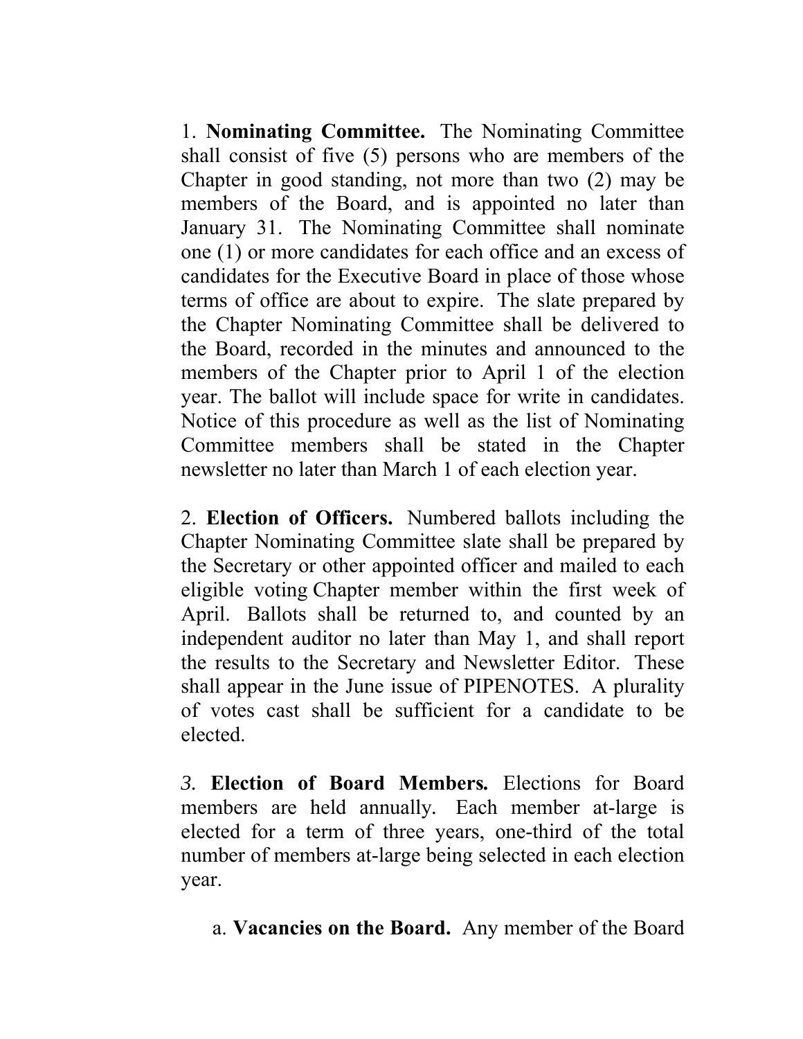1. **Nominating Committee.** The Nominating Committee shall consist of five (5) persons who are members of the Chapter in good standing, not more than two (2) may be members of the Board, and is appointed no later than January 31. The Nominating Committee shall nominate one (1) or more candidates for each office and an excess of candidates for the Executive Board in place of those whose terms of office are about to expire. The slate prepared by the Chapter Nominating Committee shall be delivered to the Board, recorded in the minutes and announced to the members of the Chapter prior to April 1 of the election year. The ballot will include space for write in candidates. Notice of this procedure as well as the list of Nominating Committee members shall be stated in the Chapter newsletter no later than March 1 of each election year.

2. **Election of Officers.** Numbered ballots including the Chapter Nominating Committee slate shall be prepared by the Secretary or other appointed officer and mailed to each eligible voting Chapter member within the first week of April. Ballots shall be returned to, and counted by an independent auditor no later than May 1, and shall report the results to the Secretary and Newsletter Editor. These shall appear in the June issue of PIPENOTES. A plurality of votes cast shall be sufficient for a candidate to be elected.

*3.* **Election of Board Members.** Elections for Board members are held annually. Each member at-large is elected for a term of three years, one-third of the total number of members at-large being selected in each election year.

a. **Vacancies on the Board.** Any member of the Board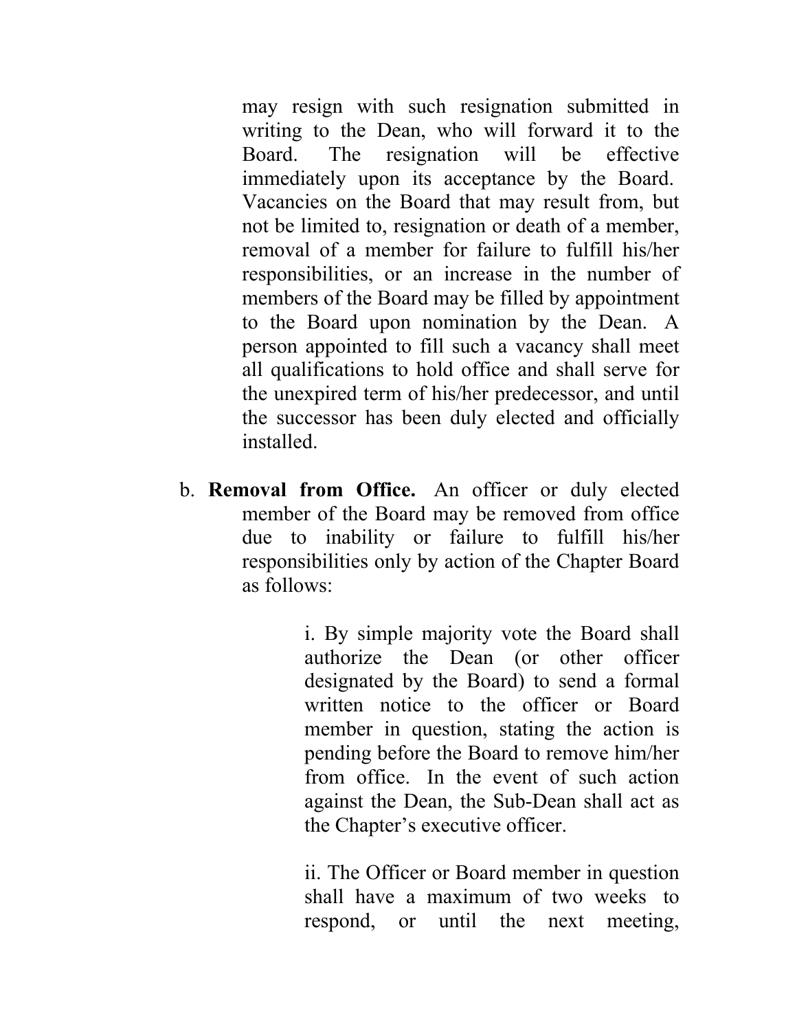may resign with such resignation submitted in writing to the Dean, who will forward it to the Board. The resignation will be effective immediately upon its acceptance by the Board. Vacancies on the Board that may result from, but not be limited to, resignation or death of a member, removal of a member for failure to fulfill his/her responsibilities, or an increase in the number of members of the Board may be filled by appointment to the Board upon nomination by the Dean. A person appointed to fill such a vacancy shall meet all qualifications to hold office and shall serve for the unexpired term of his/her predecessor, and until the successor has been duly elected and officially installed.

b. **Removal from Office.** An officer or duly elected member of the Board may be removed from office due to inability or failure to fulfill his/her responsibilities only by action of the Chapter Board as follows:

   i. By simple majority vote the Board shall authorize the Dean (or other officer designated by the Board) to send a formal written notice to the officer or Board member in question, stating the action is pending before the Board to remove him/her from office. In the event of such action against the Dean, the Sub-Dean shall act as the Chapter's executive officer.

   ii. The Officer or Board member in question shall have a maximum of two weeks to respond, or until the next meeting,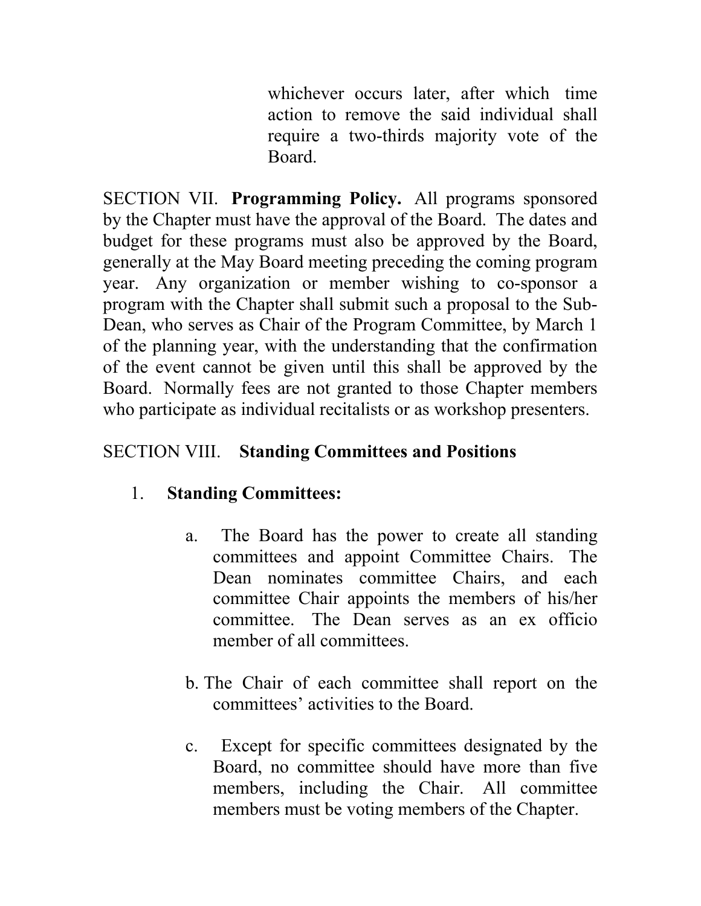whichever occurs later, after which time action to remove the said individual shall require a two-thirds majority vote of the Board.

SECTION VII. **Programming Policy.** All programs sponsored by the Chapter must have the approval of the Board. The dates and budget for these programs must also be approved by the Board, generally at the May Board meeting preceding the coming program year. Any organization or member wishing to co-sponsor a program with the Chapter shall submit such a proposal to the Sub-Dean, who serves as Chair of the Program Committee, by March 1 of the planning year, with the understanding that the confirmation of the event cannot be given until this shall be approved by the Board. Normally fees are not granted to those Chapter members who participate as individual recitalists or as workshop presenters.

SECTION VIII. **Standing Committees and Positions**

1. **Standing Committees:**

   a. The Board has the power to create all standing committees and appoint Committee Chairs. The Dean nominates committee Chairs, and each committee Chair appoints the members of his/her committee. The Dean serves as an ex officio member of all committees.

   b. The Chair of each committee shall report on the committees' activities to the Board.

   c. Except for specific committees designated by the Board, no committee should have more than five members, including the Chair. All committee members must be voting members of the Chapter.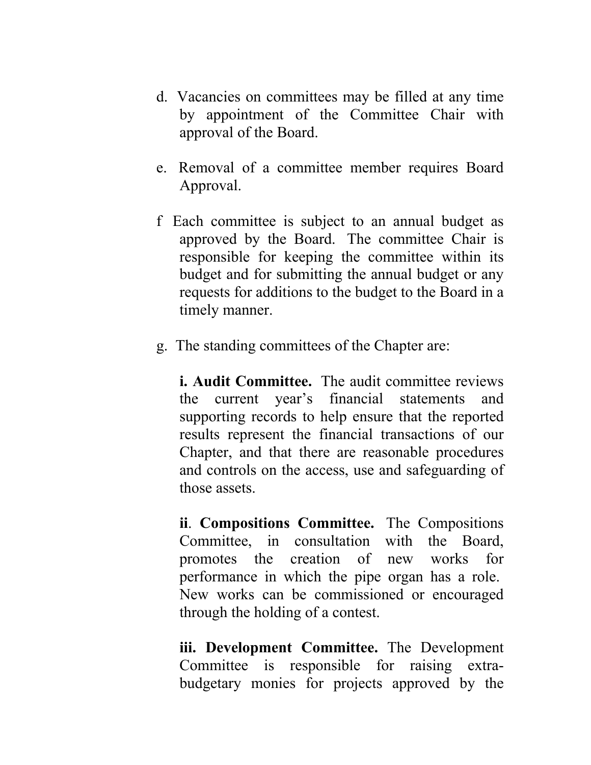d. Vacancies on committees may be filled at any time by appointment of the Committee Chair with approval of the Board.

e. Removal of a committee member requires Board Approval.

f Each committee is subject to an annual budget as approved by the Board. The committee Chair is responsible for keeping the committee within its budget and for submitting the annual budget or any requests for additions to the budget to the Board in a timely manner.

g. The standing committees of the Chapter are:

**i. Audit Committee.** The audit committee reviews the current year's financial statements and supporting records to help ensure that the reported results represent the financial transactions of our Chapter, and that there are reasonable procedures and controls on the access, use and safeguarding of those assets.

**ii**. **Compositions Committee.** The Compositions Committee, in consultation with the Board, promotes the creation of new works for performance in which the pipe organ has a role. New works can be commissioned or encouraged through the holding of a contest.

**iii. Development Committee.** The Development Committee is responsible for raising extra-budgetary monies for projects approved by the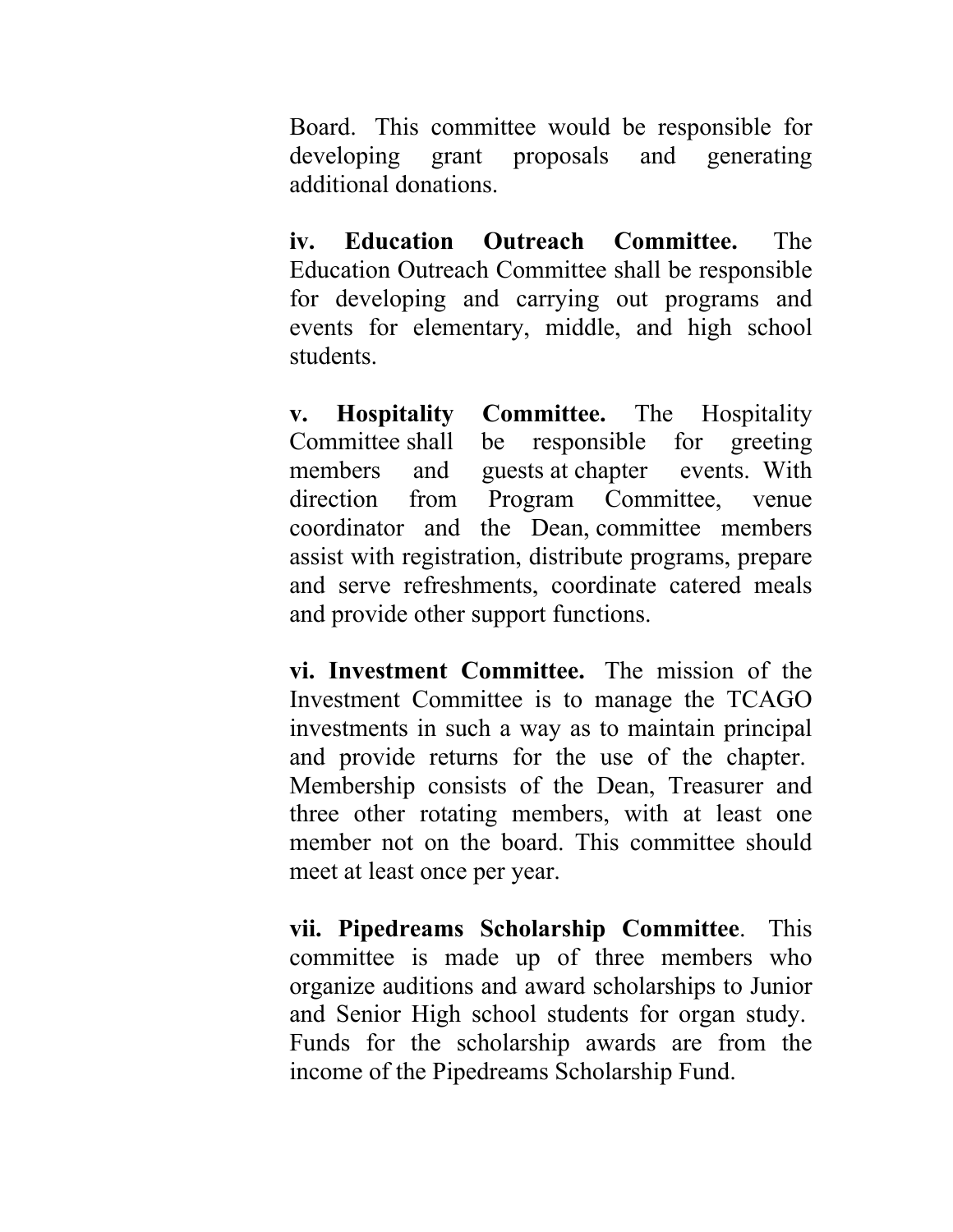Board. This committee would be responsible for developing grant proposals and generating additional donations.

**iv. Education Outreach Committee.** The Education Outreach Committee shall be responsible for developing and carrying out programs and events for elementary, middle, and high school students.

**v. Hospitality Committee.** The Hospitality Committee shall be responsible for greeting members and guests at chapter events. With direction from Program Committee, venue coordinator and the Dean, committee members assist with registration, distribute programs, prepare and serve refreshments, coordinate catered meals and provide other support functions.

**vi. Investment Committee.** The mission of the Investment Committee is to manage the TCAGO investments in such a way as to maintain principal and provide returns for the use of the chapter. Membership consists of the Dean, Treasurer and three other rotating members, with at least one member not on the board. This committee should meet at least once per year.

**vii. Pipedreams Scholarship Committee**. This committee is made up of three members who organize auditions and award scholarships to Junior and Senior High school students for organ study. Funds for the scholarship awards are from the income of the Pipedreams Scholarship Fund.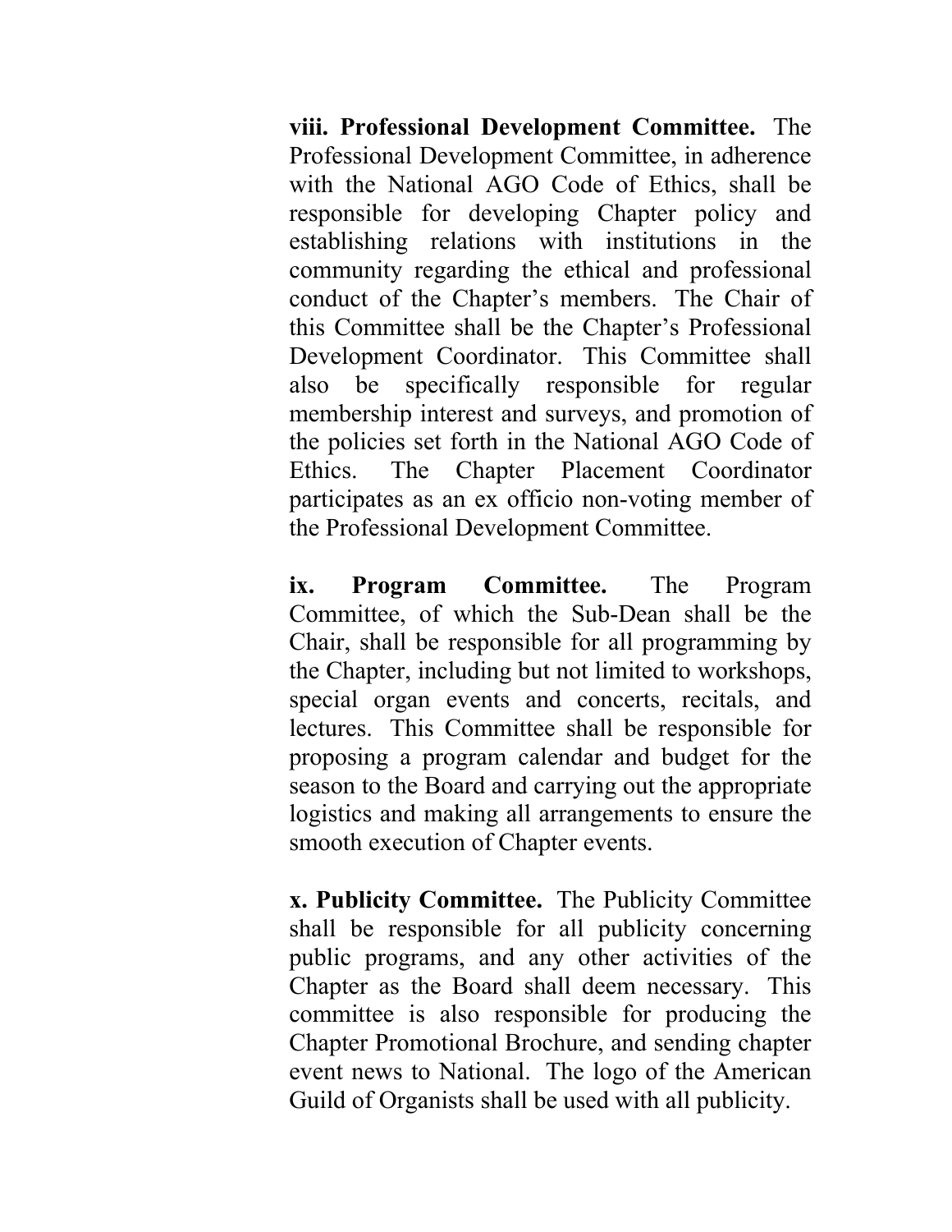**viii. Professional Development Committee.** The Professional Development Committee, in adherence with the National AGO Code of Ethics, shall be responsible for developing Chapter policy and establishing relations with institutions in the community regarding the ethical and professional conduct of the Chapter's members. The Chair of this Committee shall be the Chapter's Professional Development Coordinator. This Committee shall also be specifically responsible for regular membership interest and surveys, and promotion of the policies set forth in the National AGO Code of Ethics. The Chapter Placement Coordinator participates as an ex officio non-voting member of the Professional Development Committee.

**ix. Program Committee.** The Program Committee, of which the Sub-Dean shall be the Chair, shall be responsible for all programming by the Chapter, including but not limited to workshops, special organ events and concerts, recitals, and lectures. This Committee shall be responsible for proposing a program calendar and budget for the season to the Board and carrying out the appropriate logistics and making all arrangements to ensure the smooth execution of Chapter events.

**x. Publicity Committee.** The Publicity Committee shall be responsible for all publicity concerning public programs, and any other activities of the Chapter as the Board shall deem necessary. This committee is also responsible for producing the Chapter Promotional Brochure, and sending chapter event news to National. The logo of the American Guild of Organists shall be used with all publicity.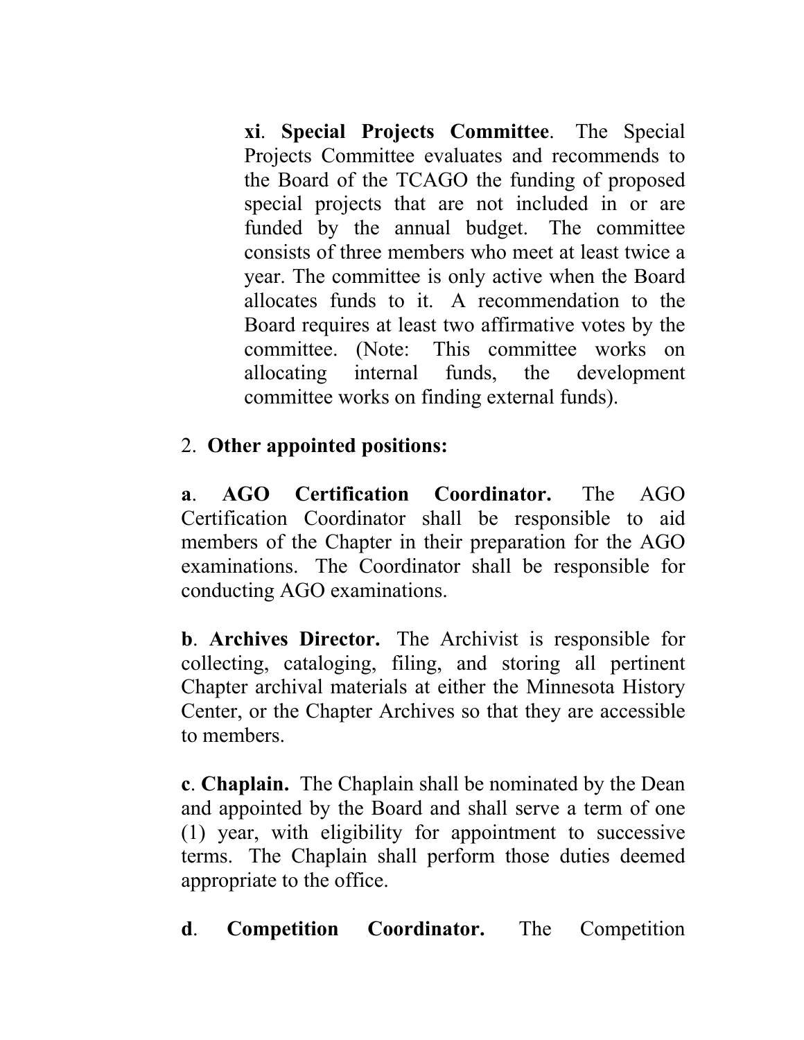**xi**. **Special Projects Committee**. The Special Projects Committee evaluates and recommends to the Board of the TCAGO the funding of proposed special projects that are not included in or are funded by the annual budget. The committee consists of three members who meet at least twice a year. The committee is only active when the Board allocates funds to it. A recommendation to the Board requires at least two affirmative votes by the committee. (Note: This committee works on allocating internal funds, the development committee works on finding external funds).

2. **Other appointed positions:**

**a**. **AGO Certification Coordinator.** The AGO Certification Coordinator shall be responsible to aid members of the Chapter in their preparation for the AGO examinations. The Coordinator shall be responsible for conducting AGO examinations.

**b**. **Archives Director.** The Archivist is responsible for collecting, cataloging, filing, and storing all pertinent Chapter archival materials at either the Minnesota History Center, or the Chapter Archives so that they are accessible to members.

**c**. **Chaplain.** The Chaplain shall be nominated by the Dean and appointed by the Board and shall serve a term of one (1) year, with eligibility for appointment to successive terms. The Chaplain shall perform those duties deemed appropriate to the office.

**d**. **Competition Coordinator.** The Competition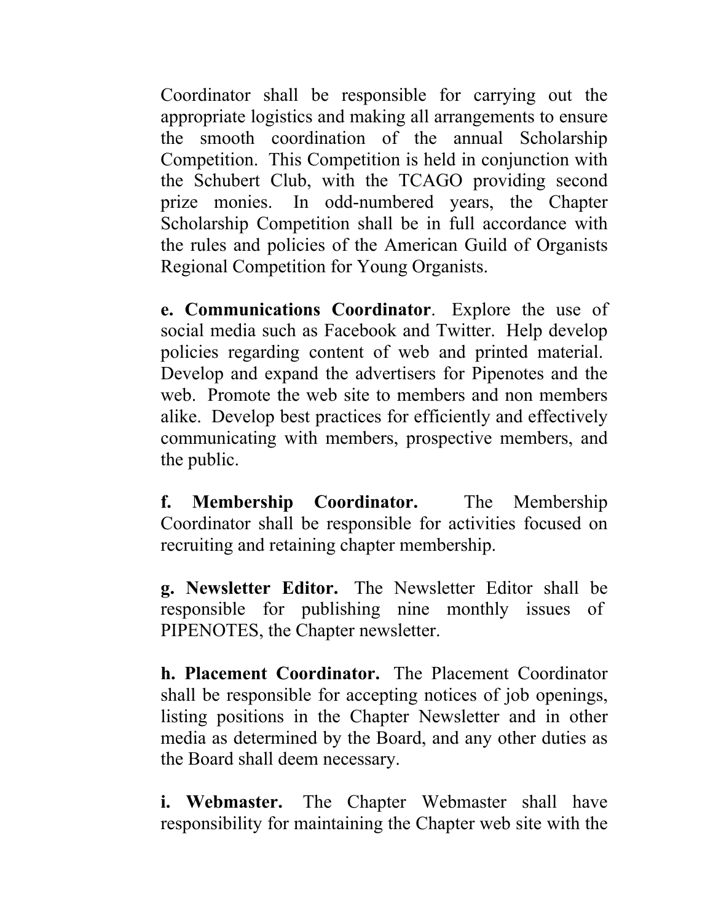Coordinator shall be responsible for carrying out the appropriate logistics and making all arrangements to ensure the smooth coordination of the annual Scholarship Competition. This Competition is held in conjunction with the Schubert Club, with the TCAGO providing second prize monies. In odd-numbered years, the Chapter Scholarship Competition shall be in full accordance with the rules and policies of the American Guild of Organists Regional Competition for Young Organists.

**e. Communications Coordinator**. Explore the use of social media such as Facebook and Twitter. Help develop policies regarding content of web and printed material. Develop and expand the advertisers for Pipenotes and the web. Promote the web site to members and non members alike. Develop best practices for efficiently and effectively communicating with members, prospective members, and the public.

**f. Membership Coordinator.** The Membership Coordinator shall be responsible for activities focused on recruiting and retaining chapter membership.

**g. Newsletter Editor.** The Newsletter Editor shall be responsible for publishing nine monthly issues of PIPENOTES, the Chapter newsletter.

**h. Placement Coordinator.** The Placement Coordinator shall be responsible for accepting notices of job openings, listing positions in the Chapter Newsletter and in other media as determined by the Board, and any other duties as the Board shall deem necessary.

**i. Webmaster.** The Chapter Webmaster shall have responsibility for maintaining the Chapter web site with the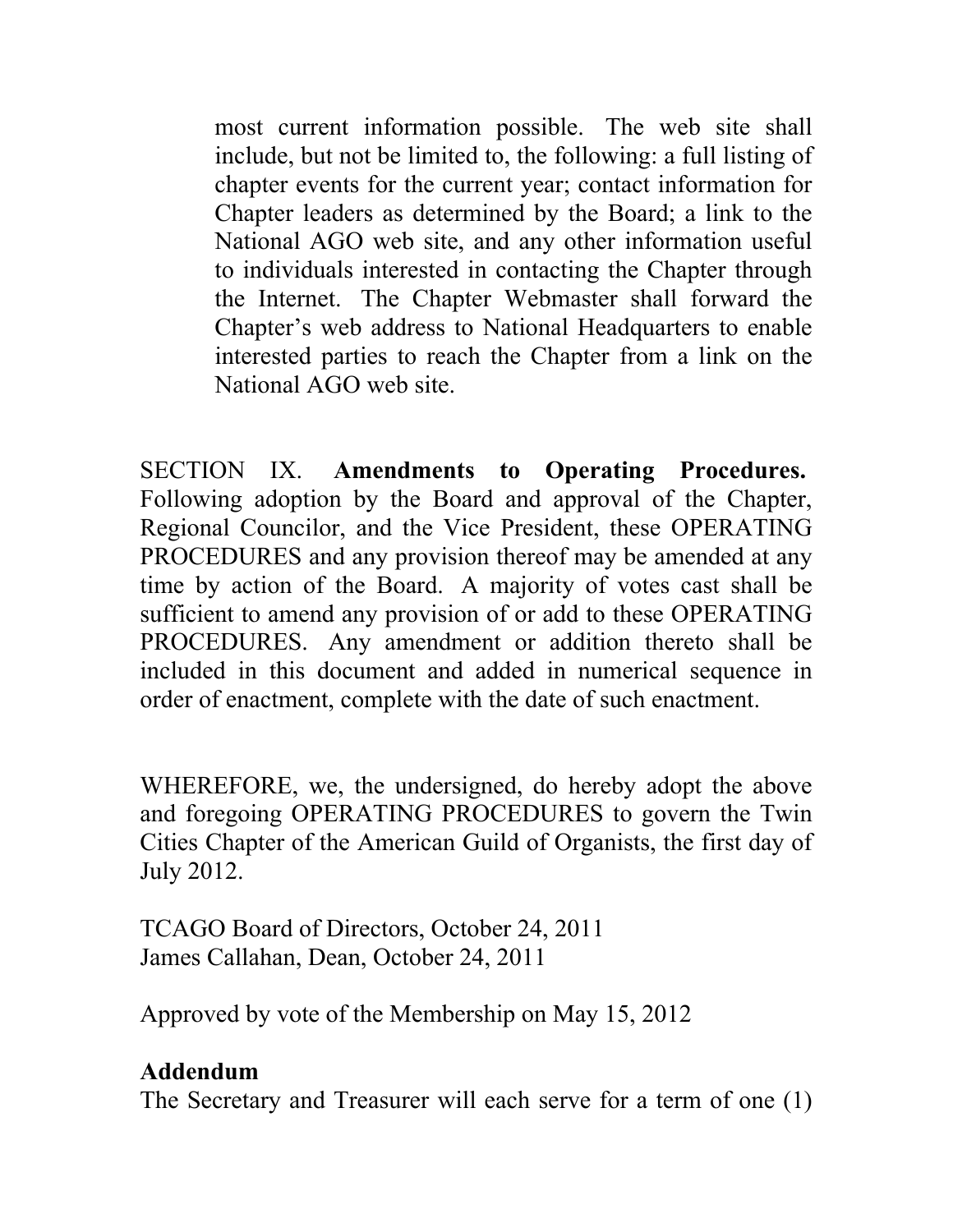most current information possible. The web site shall include, but not be limited to, the following: a full listing of chapter events for the current year; contact information for Chapter leaders as determined by the Board; a link to the National AGO web site, and any other information useful to individuals interested in contacting the Chapter through the Internet. The Chapter Webmaster shall forward the Chapter's web address to National Headquarters to enable interested parties to reach the Chapter from a link on the National AGO web site.

SECTION IX. **Amendments to Operating Procedures.** Following adoption by the Board and approval of the Chapter, Regional Councilor, and the Vice President, these OPERATING PROCEDURES and any provision thereof may be amended at any time by action of the Board. A majority of votes cast shall be sufficient to amend any provision of or add to these OPERATING PROCEDURES. Any amendment or addition thereto shall be included in this document and added in numerical sequence in order of enactment, complete with the date of such enactment.

WHEREFORE, we, the undersigned, do hereby adopt the above and foregoing OPERATING PROCEDURES to govern the Twin Cities Chapter of the American Guild of Organists, the first day of July 2012.

TCAGO Board of Directors, October 24, 2011
James Callahan, Dean, October 24, 2011

Approved by vote of the Membership on May 15, 2012

**Addendum**

The Secretary and Treasurer will each serve for a term of one (1)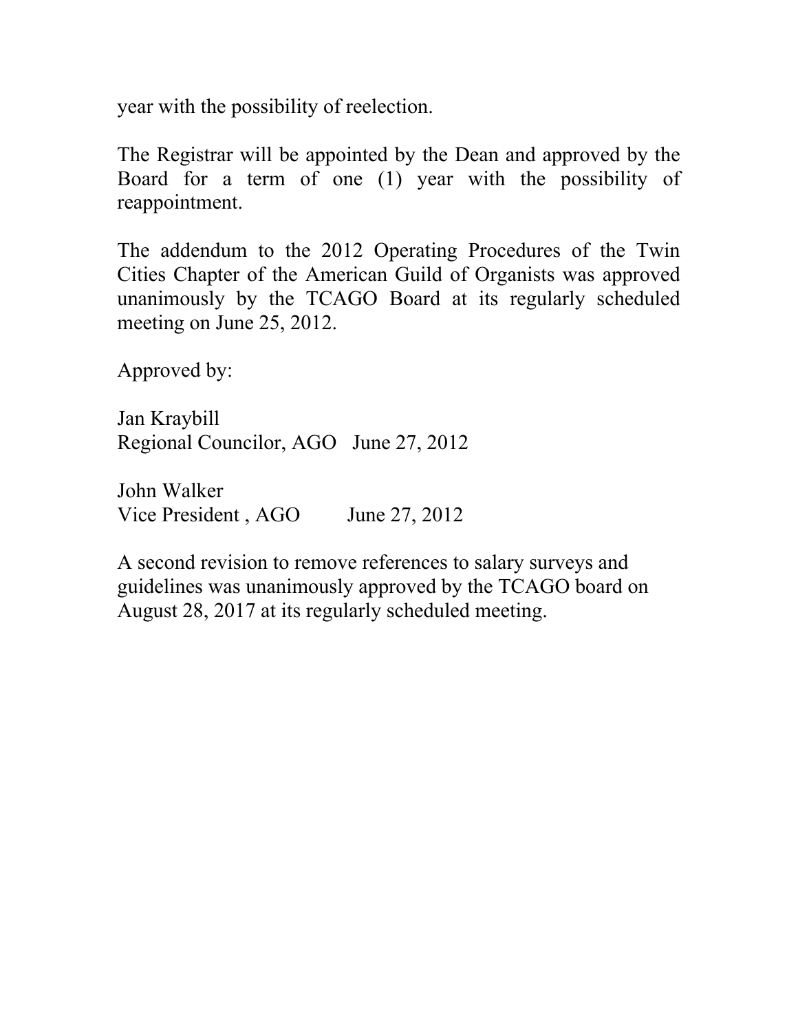year with the possibility of reelection.

The Registrar will be appointed by the Dean and approved by the Board for a term of one (1) year with the possibility of reappointment.

The addendum to the 2012 Operating Procedures of the Twin Cities Chapter of the American Guild of Organists was approved unanimously by the TCAGO Board at its regularly scheduled meeting on June 25, 2012.

Approved by:

Jan Kraybill
Regional Councilor, AGO   June 27, 2012

John Walker
Vice President , AGO   June 27, 2012

A second revision to remove references to salary surveys and guidelines was unanimously approved by the TCAGO board on August 28, 2017 at its regularly scheduled meeting.